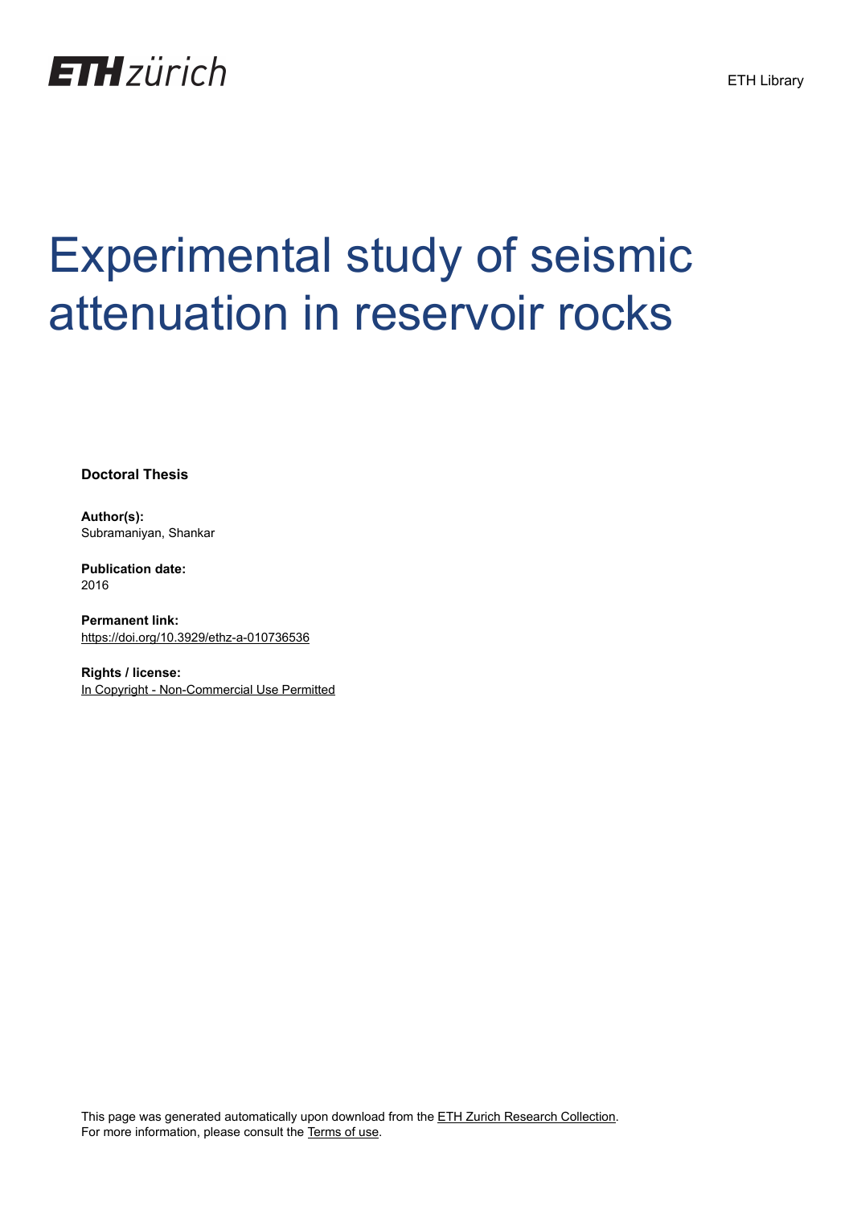ETH zürich

ETH Library

# Experimental study of seismic attenuation in reservoir rocks

**Doctoral Thesis**

**Author(s):**
Subramaniyan, Shankar

**Publication date:**
2016

**Permanent link:**
https://doi.org/10.3929/ethz-a-010736536

**Rights / license:**
In Copyright - Non-Commercial Use Permitted

This page was generated automatically upon download from the ETH Zurich Research Collection.
For more information, please consult the Terms of use.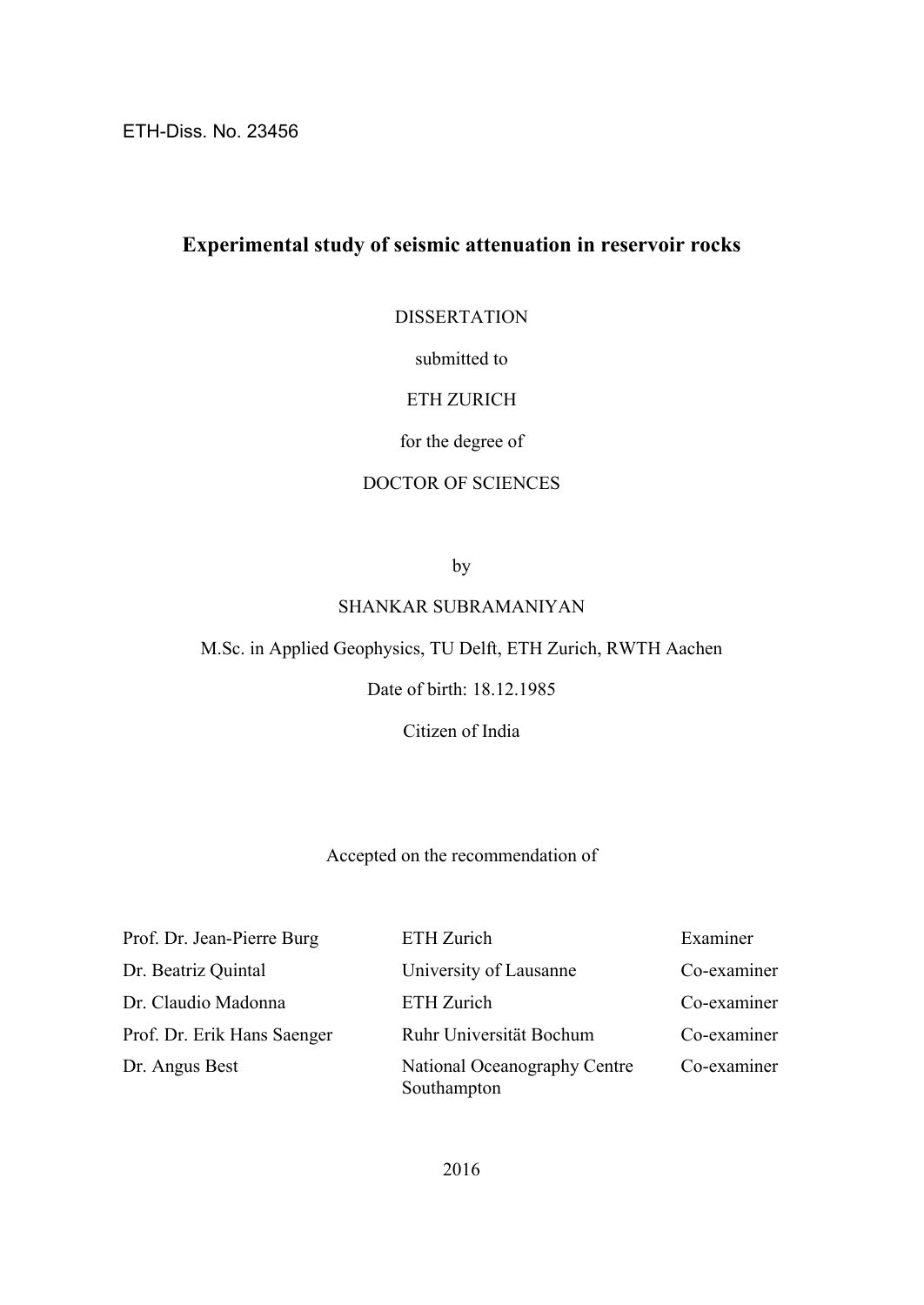ETH-Diss. No. 23456

# Experimental study of seismic attenuation in reservoir rocks

DISSERTATION

submitted to

ETH ZURICH

for the degree of

DOCTOR OF SCIENCES

by

SHANKAR SUBRAMANIYAN

M.Sc. in Applied Geophysics, TU Delft, ETH Zurich, RWTH Aachen

Date of birth: 18.12.1985

Citizen of India

Accepted on the recommendation of

| | | |
|---|---|---|
| Prof. Dr. Jean-Pierre Burg | ETH Zurich | Examiner |
| Dr. Beatriz Quintal | University of Lausanne | Co-examiner |
| Dr. Claudio Madonna | ETH Zurich | Co-examiner |
| Prof. Dr. Erik Hans Saenger | Ruhr Universität Bochum | Co-examiner |
| Dr. Angus Best | National Oceanography Centre Southampton | Co-examiner |

2016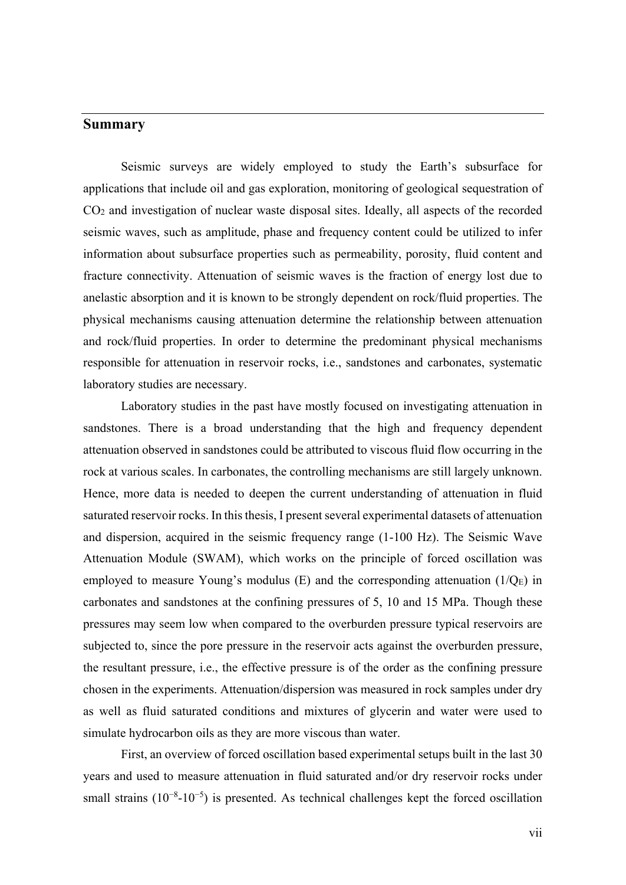## Summary

Seismic surveys are widely employed to study the Earth's subsurface for applications that include oil and gas exploration, monitoring of geological sequestration of $CO_2$ and investigation of nuclear waste disposal sites. Ideally, all aspects of the recorded seismic waves, such as amplitude, phase and frequency content could be utilized to infer information about subsurface properties such as permeability, porosity, fluid content and fracture connectivity. Attenuation of seismic waves is the fraction of energy lost due to anelastic absorption and it is known to be strongly dependent on rock/fluid properties. The physical mechanisms causing attenuation determine the relationship between attenuation and rock/fluid properties. In order to determine the predominant physical mechanisms responsible for attenuation in reservoir rocks, i.e., sandstones and carbonates, systematic laboratory studies are necessary.

Laboratory studies in the past have mostly focused on investigating attenuation in sandstones. There is a broad understanding that the high and frequency dependent attenuation observed in sandstones could be attributed to viscous fluid flow occurring in the rock at various scales. In carbonates, the controlling mechanisms are still largely unknown. Hence, more data is needed to deepen the current understanding of attenuation in fluid saturated reservoir rocks. In this thesis, I present several experimental datasets of attenuation and dispersion, acquired in the seismic frequency range (1-100 Hz). The Seismic Wave Attenuation Module (SWAM), which works on the principle of forced oscillation was employed to measure Young's modulus (E) and the corresponding attenuation ($1/Q_E$) in carbonates and sandstones at the confining pressures of 5, 10 and 15 MPa. Though these pressures may seem low when compared to the overburden pressure typical reservoirs are subjected to, since the pore pressure in the reservoir acts against the overburden pressure, the resultant pressure, i.e., the effective pressure is of the order as the confining pressure chosen in the experiments. Attenuation/dispersion was measured in rock samples under dry as well as fluid saturated conditions and mixtures of glycerin and water were used to simulate hydrocarbon oils as they are more viscous than water.

First, an overview of forced oscillation based experimental setups built in the last 30 years and used to measure attenuation in fluid saturated and/or dry reservoir rocks under small strains ($10^{-8}$-$10^{-5}$) is presented. As technical challenges kept the forced oscillation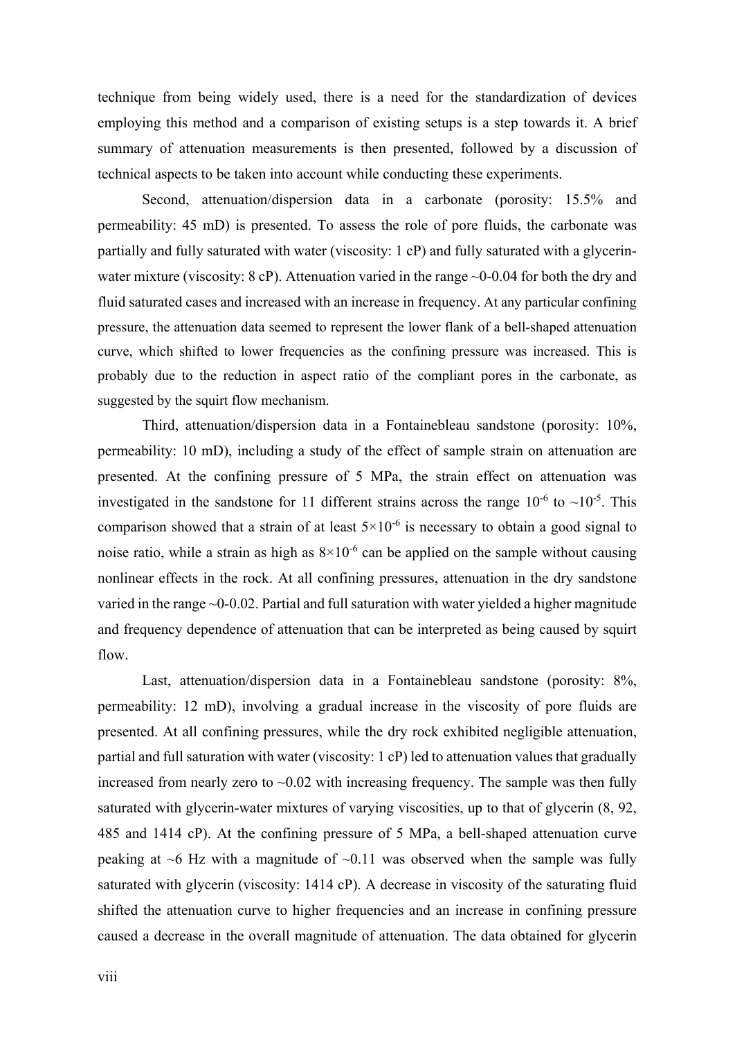technique from being widely used, there is a need for the standardization of devices employing this method and a comparison of existing setups is a step towards it. A brief summary of attenuation measurements is then presented, followed by a discussion of technical aspects to be taken into account while conducting these experiments.

Second, attenuation/dispersion data in a carbonate (porosity: 15.5% and permeability: 45 mD) is presented. To assess the role of pore fluids, the carbonate was partially and fully saturated with water (viscosity: 1 cP) and fully saturated with a glycerin-water mixture (viscosity: 8 cP). Attenuation varied in the range ~0-0.04 for both the dry and fluid saturated cases and increased with an increase in frequency. At any particular confining pressure, the attenuation data seemed to represent the lower flank of a bell-shaped attenuation curve, which shifted to lower frequencies as the confining pressure was increased. This is probably due to the reduction in aspect ratio of the compliant pores in the carbonate, as suggested by the squirt flow mechanism.

Third, attenuation/dispersion data in a Fontainebleau sandstone (porosity: 10%, permeability: 10 mD), including a study of the effect of sample strain on attenuation are presented. At the confining pressure of 5 MPa, the strain effect on attenuation was investigated in the sandstone for 11 different strains across the range $10^{-6}$ to $\sim 10^{-5}$. This comparison showed that a strain of at least $5\times10^{-6}$ is necessary to obtain a good signal to noise ratio, while a strain as high as $8\times10^{-6}$ can be applied on the sample without causing nonlinear effects in the rock. At all confining pressures, attenuation in the dry sandstone varied in the range ~0-0.02. Partial and full saturation with water yielded a higher magnitude and frequency dependence of attenuation that can be interpreted as being caused by squirt flow.

Last, attenuation/dispersion data in a Fontainebleau sandstone (porosity: 8%, permeability: 12 mD), involving a gradual increase in the viscosity of pore fluids are presented. At all confining pressures, while the dry rock exhibited negligible attenuation, partial and full saturation with water (viscosity: 1 cP) led to attenuation values that gradually increased from nearly zero to ~0.02 with increasing frequency. The sample was then fully saturated with glycerin-water mixtures of varying viscosities, up to that of glycerin (8, 92, 485 and 1414 cP). At the confining pressure of 5 MPa, a bell-shaped attenuation curve peaking at ~6 Hz with a magnitude of ~0.11 was observed when the sample was fully saturated with glycerin (viscosity: 1414 cP). A decrease in viscosity of the saturating fluid shifted the attenuation curve to higher frequencies and an increase in confining pressure caused a decrease in the overall magnitude of attenuation. The data obtained for glycerin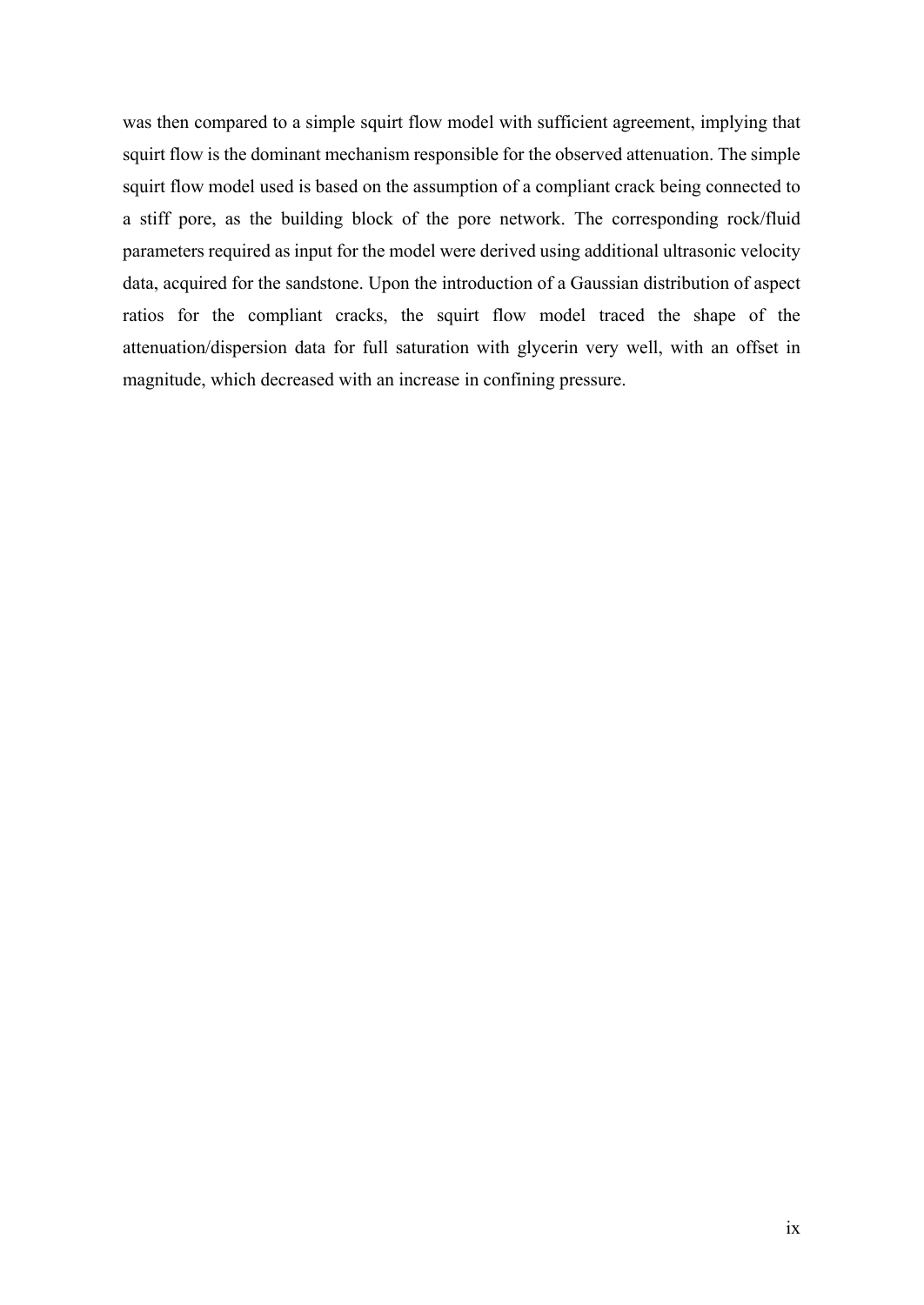was then compared to a simple squirt flow model with sufficient agreement, implying that squirt flow is the dominant mechanism responsible for the observed attenuation. The simple squirt flow model used is based on the assumption of a compliant crack being connected to a stiff pore, as the building block of the pore network. The corresponding rock/fluid parameters required as input for the model were derived using additional ultrasonic velocity data, acquired for the sandstone. Upon the introduction of a Gaussian distribution of aspect ratios for the compliant cracks, the squirt flow model traced the shape of the attenuation/dispersion data for full saturation with glycerin very well, with an offset in magnitude, which decreased with an increase in confining pressure.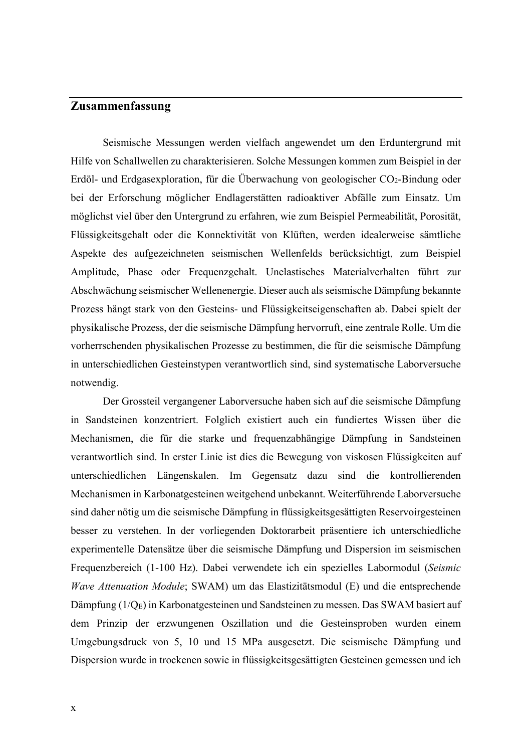## Zusammenfassung

Seismische Messungen werden vielfach angewendet um den Erduntergrund mit Hilfe von Schallwellen zu charakterisieren. Solche Messungen kommen zum Beispiel in der Erdöl- und Erdgasexploration, für die Überwachung von geologischer $CO_2$-Bindung oder bei der Erforschung möglicher Endlagerstätten radioaktiver Abfälle zum Einsatz. Um möglichst viel über den Untergrund zu erfahren, wie zum Beispiel Permeabilität, Porosität, Flüssigkeitsgehalt oder die Konnektivität von Klüften, werden idealerweise sämtliche Aspekte des aufgezeichneten seismischen Wellenfelds berücksichtigt, zum Beispiel Amplitude, Phase oder Frequenzgehalt. Unelastisches Materialverhalten führt zur Abschwächung seismischer Wellenenergie. Dieser auch als seismische Dämpfung bekannte Prozess hängt stark von den Gesteins- und Flüssigkeitseigenschaften ab. Dabei spielt der physikalische Prozess, der die seismische Dämpfung hervorruft, eine zentrale Rolle. Um die vorherrschenden physikalischen Prozesse zu bestimmen, die für die seismische Dämpfung in unterschiedlichen Gesteinstypen verantwortlich sind, sind systematische Laborversuche notwendig.

Der Grossteil vergangener Laborversuche haben sich auf die seismische Dämpfung in Sandsteinen konzentriert. Folglich existiert auch ein fundiertes Wissen über die Mechanismen, die für die starke und frequenzabhängige Dämpfung in Sandsteinen verantwortlich sind. In erster Linie ist dies die Bewegung von viskosen Flüssigkeiten auf unterschiedlichen Längenskalen. Im Gegensatz dazu sind die kontrollierenden Mechanismen in Karbonatgesteinen weitgehend unbekannt. Weiterführende Laborversuche sind daher nötig um die seismische Dämpfung in flüssigkeitsgesättigten Reservoirgesteinen besser zu verstehen. In der vorliegenden Doktorarbeit präsentiere ich unterschiedliche experimentelle Datensätze über die seismische Dämpfung und Dispersion im seismischen Frequenzbereich (1-100 Hz). Dabei verwendete ich ein spezielles Labormodul (*Seismic Wave Attenuation Module*; SWAM) um das Elastizitätsmodul (E) und die entsprechende Dämpfung ($1/Q_E$) in Karbonatgesteinen und Sandsteinen zu messen. Das SWAM basiert auf dem Prinzip der erzwungenen Oszillation und die Gesteinsproben wurden einem Umgebungsdruck von 5, 10 und 15 MPa ausgesetzt. Die seismische Dämpfung und Dispersion wurde in trockenen sowie in flüssigkeitsgesättigten Gesteinen gemessen und ich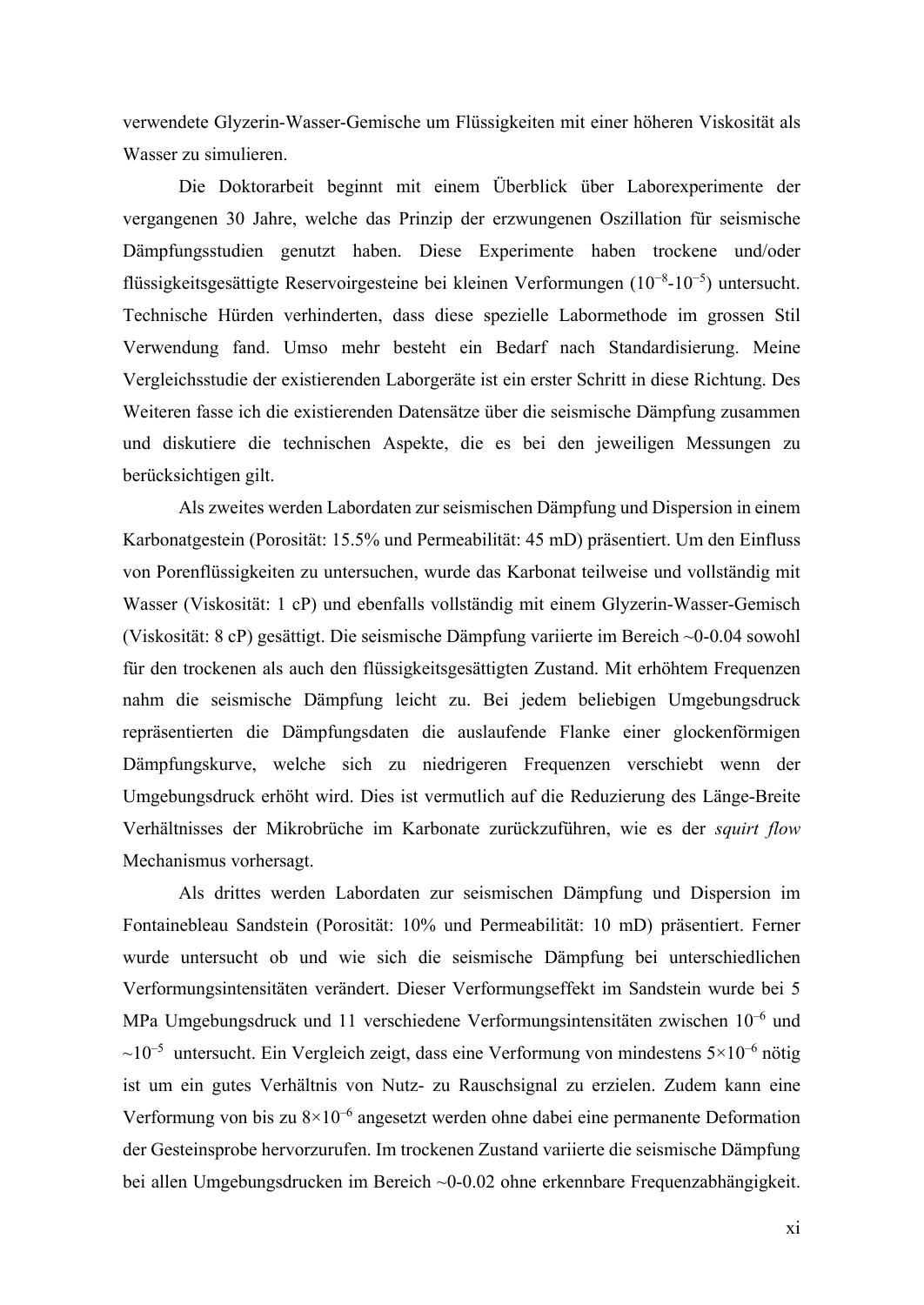verwendete Glyzerin-Wasser-Gemische um Flüssigkeiten mit einer höheren Viskosität als Wasser zu simulieren.

Die Doktorarbeit beginnt mit einem Überblick über Laborexperimente der vergangenen 30 Jahre, welche das Prinzip der erzwungenen Oszillation für seismische Dämpfungsstudien genutzt haben. Diese Experimente haben trockene und/oder flüssigkeitsgesättigte Reservoirgesteine bei kleinen Verformungen ($10^{-8}$-$10^{-5}$) untersucht. Technische Hürden verhinderten, dass diese spezielle Labormethode im grossen Stil Verwendung fand. Umso mehr besteht ein Bedarf nach Standardisierung. Meine Vergleichsstudie der existierenden Laborgeräte ist ein erster Schritt in diese Richtung. Des Weiteren fasse ich die existierenden Datensätze über die seismische Dämpfung zusammen und diskutiere die technischen Aspekte, die es bei den jeweiligen Messungen zu berücksichtigen gilt.

Als zweites werden Labordaten zur seismischen Dämpfung und Dispersion in einem Karbonatgestein (Porosität: 15.5% und Permeabilität: 45 mD) präsentiert. Um den Einfluss von Porenflüssigkeiten zu untersuchen, wurde das Karbonat teilweise und vollständig mit Wasser (Viskosität: 1 cP) und ebenfalls vollständig mit einem Glyzerin-Wasser-Gemisch (Viskosität: 8 cP) gesättigt. Die seismische Dämpfung variierte im Bereich ~0-0.04 sowohl für den trockenen als auch den flüssigkeitsgesättigten Zustand. Mit erhöhtem Frequenzen nahm die seismische Dämpfung leicht zu. Bei jedem beliebigen Umgebungsdruck repräsentierten die Dämpfungsdaten die auslaufende Flanke einer glockenförmigen Dämpfungskurve, welche sich zu niedrigeren Frequenzen verschiebt wenn der Umgebungsdruck erhöht wird. Dies ist vermutlich auf die Reduzierung des Länge-Breite Verhältnisses der Mikrobrüche im Karbonate zurückzuführen, wie es der *squirt flow* Mechanismus vorhersagt.

Als drittes werden Labordaten zur seismischen Dämpfung und Dispersion im Fontainebleau Sandstein (Porosität: 10% und Permeabilität: 10 mD) präsentiert. Ferner wurde untersucht ob und wie sich die seismische Dämpfung bei unterschiedlichen Verformungsintensitäten verändert. Dieser Verformungseffekt im Sandstein wurde bei 5 MPa Umgebungsdruck und 11 verschiedene Verformungsintensitäten zwischen $10^{-6}$ und ~$10^{-5}$ untersucht. Ein Vergleich zeigt, dass eine Verformung von mindestens $5\times10^{-6}$ nötig ist um ein gutes Verhältnis von Nutz- zu Rauschsignal zu erzielen. Zudem kann eine Verformung von bis zu $8\times10^{-6}$ angesetzt werden ohne dabei eine permanente Deformation der Gesteinsprobe hervorzurufen. Im trockenen Zustand variierte die seismische Dämpfung bei allen Umgebungsdrucken im Bereich ~0-0.02 ohne erkennbare Frequenzabhängigkeit.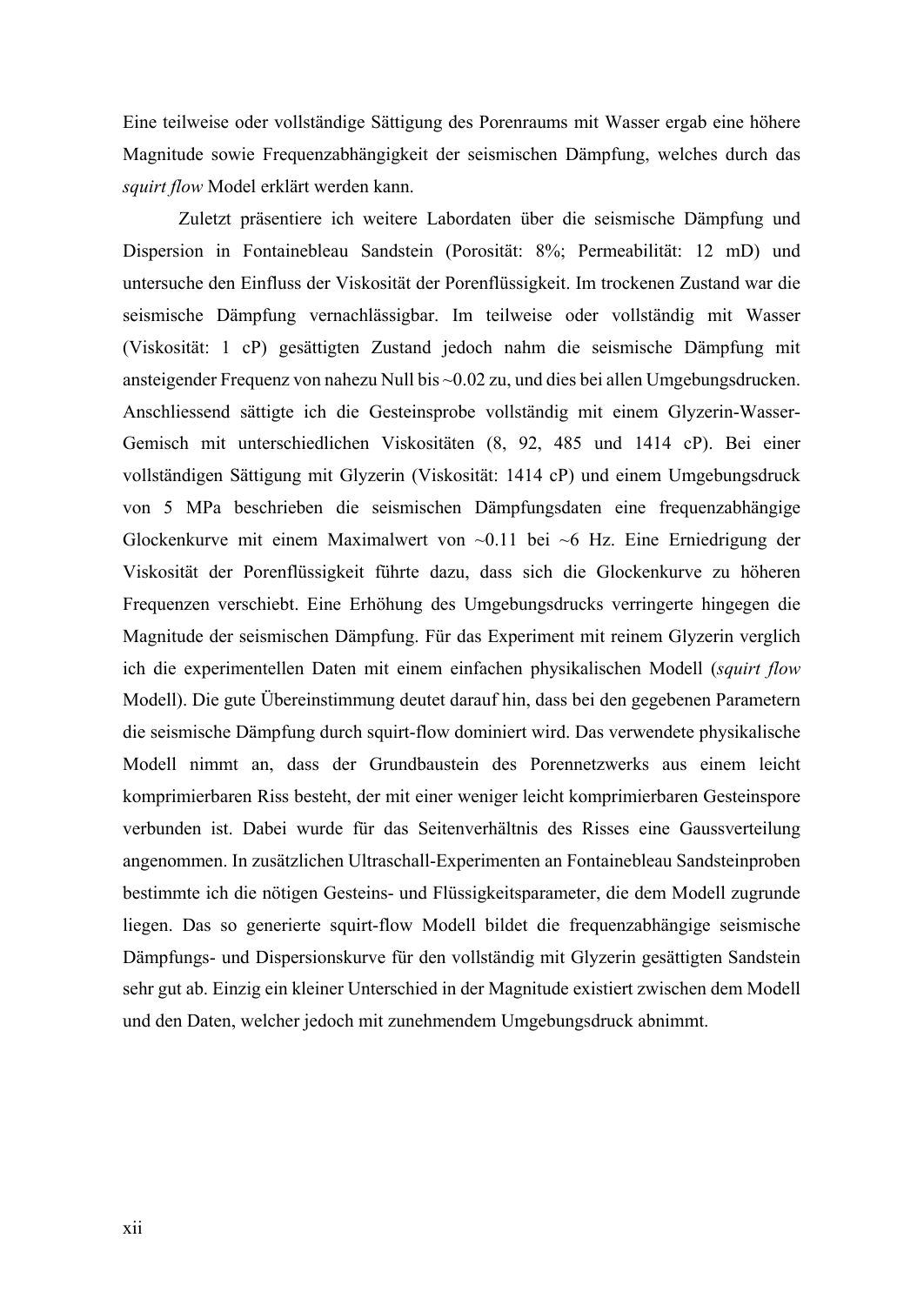Eine teilweise oder vollständige Sättigung des Porenraums mit Wasser ergab eine höhere Magnitude sowie Frequenzabhängigkeit der seismischen Dämpfung, welches durch das *squirt flow* Model erklärt werden kann.

Zuletzt präsentiere ich weitere Labordaten über die seismische Dämpfung und Dispersion in Fontainebleau Sandstein (Porosität: 8%; Permeabilität: 12 mD) und untersuche den Einfluss der Viskosität der Porenflüssigkeit. Im trockenen Zustand war die seismische Dämpfung vernachlässigbar. Im teilweise oder vollständig mit Wasser (Viskosität: 1 cP) gesättigten Zustand jedoch nahm die seismische Dämpfung mit ansteigender Frequenz von nahezu Null bis ~0.02 zu, und dies bei allen Umgebungsdrucken. Anschliessend sättigte ich die Gesteinsprobe vollständig mit einem Glyzerin-Wasser-Gemisch mit unterschiedlichen Viskositäten (8, 92, 485 und 1414 cP). Bei einer vollständigen Sättigung mit Glyzerin (Viskosität: 1414 cP) und einem Umgebungsdruck von 5 MPa beschrieben die seismischen Dämpfungsdaten eine frequenzabhängige Glockenkurve mit einem Maximalwert von ~0.11 bei ~6 Hz. Eine Erniedrigung der Viskosität der Porenflüssigkeit führte dazu, dass sich die Glockenkurve zu höheren Frequenzen verschiebt. Eine Erhöhung des Umgebungsdrucks verringerte hingegen die Magnitude der seismischen Dämpfung. Für das Experiment mit reinem Glyzerin verglich ich die experimentellen Daten mit einem einfachen physikalischen Modell (*squirt flow* Modell). Die gute Übereinstimmung deutet darauf hin, dass bei den gegebenen Parametern die seismische Dämpfung durch squirt-flow dominiert wird. Das verwendete physikalische Modell nimmt an, dass der Grundbaustein des Porennetzwerks aus einem leicht komprimierbaren Riss besteht, der mit einer weniger leicht komprimierbaren Gesteinspore verbunden ist. Dabei wurde für das Seitenverhältnis des Risses eine Gaussverteilung angenommen. In zusätzlichen Ultraschall-Experimenten an Fontainebleau Sandsteinproben bestimmte ich die nötigen Gesteins- und Flüssigkeitsparameter, die dem Modell zugrunde liegen. Das so generierte squirt-flow Modell bildet die frequenzabhängige seismische Dämpfungs- und Dispersionskurve für den vollständig mit Glyzerin gesättigten Sandstein sehr gut ab. Einzig ein kleiner Unterschied in der Magnitude existiert zwischen dem Modell und den Daten, welcher jedoch mit zunehmendem Umgebungsdruck abnimmt.